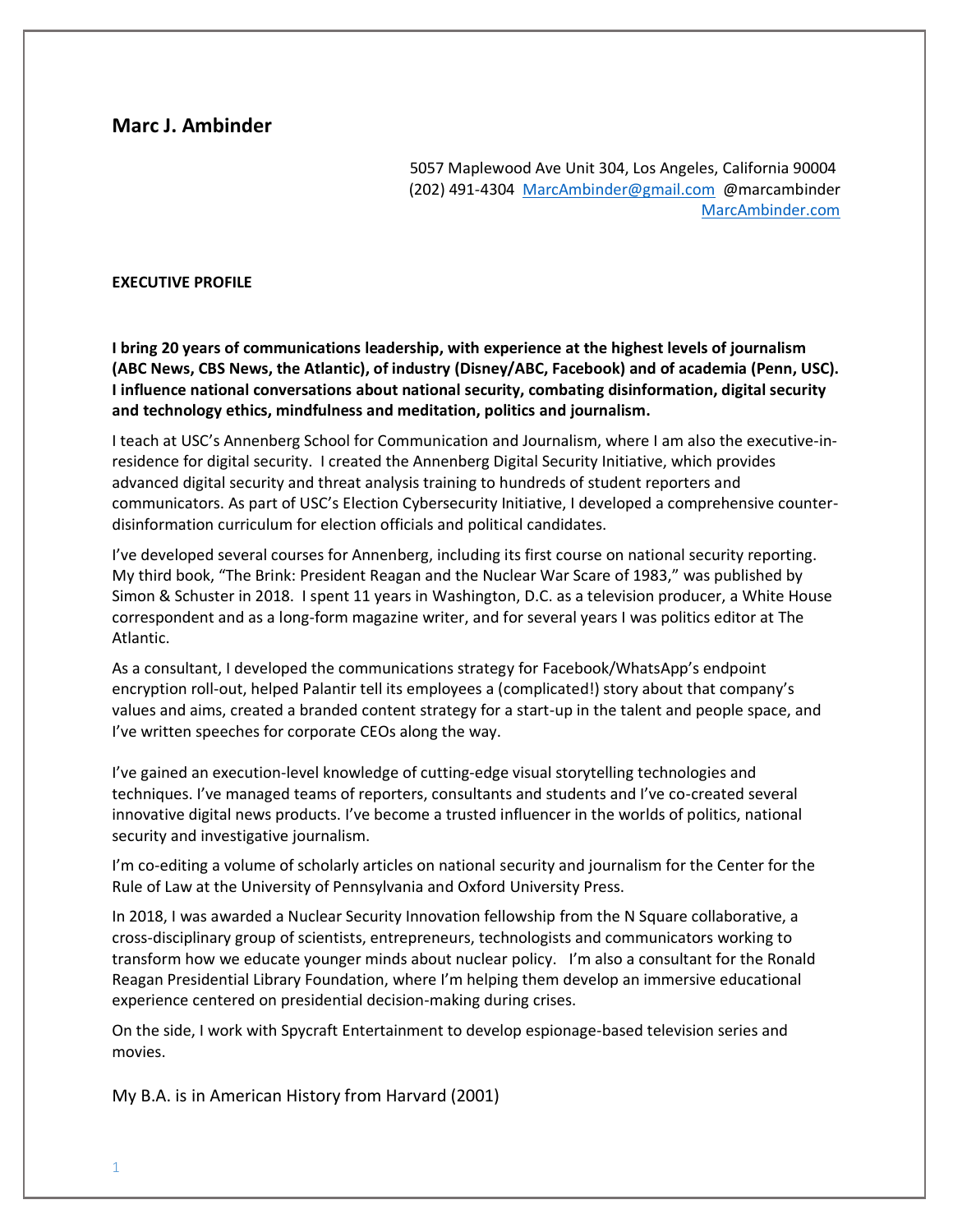## Marc J. Ambinder

5057 Maplewood Ave Unit 304, Los Angeles, California 90004
(202) 491-4304 [MarcAmbinder@gmail.com](mailto:MarcAmbinder@gmail.com) @marcambinder
[MarcAmbinder.com](http://MarcAmbinder.com)

### EXECUTIVE PROFILE

**I bring 20 years of communications leadership, with experience at the highest levels of journalism (ABC News, CBS News, the Atlantic), of industry (Disney/ABC, Facebook) and of academia (Penn, USC). I influence national conversations about national security, combating disinformation, digital security and technology ethics, mindfulness and meditation, politics and journalism.**

I teach at USC's Annenberg School for Communication and Journalism, where I am also the executive-in-residence for digital security. I created the Annenberg Digital Security Initiative, which provides advanced digital security and threat analysis training to hundreds of student reporters and communicators. As part of USC's Election Cybersecurity Initiative, I developed a comprehensive counter-disinformation curriculum for election officials and political candidates.

I've developed several courses for Annenberg, including its first course on national security reporting. My third book, "The Brink: President Reagan and the Nuclear War Scare of 1983," was published by Simon & Schuster in 2018. I spent 11 years in Washington, D.C. as a television producer, a White House correspondent and as a long-form magazine writer, and for several years I was politics editor at The Atlantic.

As a consultant, I developed the communications strategy for Facebook/WhatsApp's endpoint encryption roll-out, helped Palantir tell its employees a (complicated!) story about that company's values and aims, created a branded content strategy for a start-up in the talent and people space, and I've written speeches for corporate CEOs along the way.

I've gained an execution-level knowledge of cutting-edge visual storytelling technologies and techniques. I've managed teams of reporters, consultants and students and I've co-created several innovative digital news products. I've become a trusted influencer in the worlds of politics, national security and investigative journalism.

I'm co-editing a volume of scholarly articles on national security and journalism for the Center for the Rule of Law at the University of Pennsylvania and Oxford University Press.

In 2018, I was awarded a Nuclear Security Innovation fellowship from the N Square collaborative, a cross-disciplinary group of scientists, entrepreneurs, technologists and communicators working to transform how we educate younger minds about nuclear policy. I'm also a consultant for the Ronald Reagan Presidential Library Foundation, where I'm helping them develop an immersive educational experience centered on presidential decision-making during crises.

On the side, I work with Spycraft Entertainment to develop espionage-based television series and movies.

My B.A. is in American History from Harvard (2001)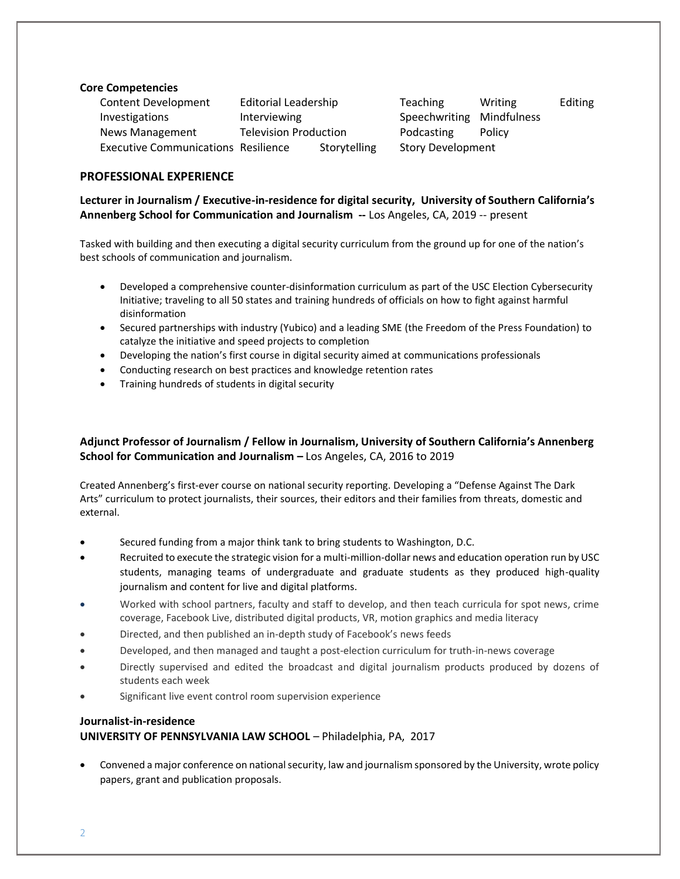**Core Competencies**

| | | | | |
|---|---|---|---|---|
| Content Development | Editorial Leadership | Teaching | Writing | Editing |
| Investigations | Interviewing | Speechwriting | Mindfulness | |
| News Management | Television Production | Podcasting | Policy | |
| Executive Communications | Resilience Storytelling | Story Development | | |

## PROFESSIONAL EXPERIENCE

**Lecturer in Journalism / Executive-in-residence for digital security, University of Southern California's Annenberg School for Communication and Journalism --** Los Angeles, CA, 2019 -- present

Tasked with building and then executing a digital security curriculum from the ground up for one of the nation's best schools of communication and journalism.

- Developed a comprehensive counter-disinformation curriculum as part of the USC Election Cybersecurity Initiative; traveling to all 50 states and training hundreds of officials on how to fight against harmful disinformation
- Secured partnerships with industry (Yubico) and a leading SME (the Freedom of the Press Foundation) to catalyze the initiative and speed projects to completion
- Developing the nation's first course in digital security aimed at communications professionals
- Conducting research on best practices and knowledge retention rates
- Training hundreds of students in digital security

**Adjunct Professor of Journalism / Fellow in Journalism, University of Southern California's Annenberg School for Communication and Journalism –** Los Angeles, CA, 2016 to 2019

Created Annenberg's first-ever course on national security reporting. Developing a "Defense Against The Dark Arts" curriculum to protect journalists, their sources, their editors and their families from threats, domestic and external.

- Secured funding from a major think tank to bring students to Washington, D.C.
- Recruited to execute the strategic vision for a multi-million-dollar news and education operation run by USC students, managing teams of undergraduate and graduate students as they produced high-quality journalism and content for live and digital platforms.
- Worked with school partners, faculty and staff to develop, and then teach curricula for spot news, crime coverage, Facebook Live, distributed digital products, VR, motion graphics and media literacy
- Directed, and then published an in-depth study of Facebook's news feeds
- Developed, and then managed and taught a post-election curriculum for truth-in-news coverage
- Directly supervised and edited the broadcast and digital journalism products produced by dozens of students each week
- Significant live event control room supervision experience

**Journalist-in-residence**
**UNIVERSITY OF PENNSYLVANIA LAW SCHOOL** – Philadelphia, PA, 2017

- Convened a major conference on national security, law and journalism sponsored by the University, wrote policy papers, grant and publication proposals.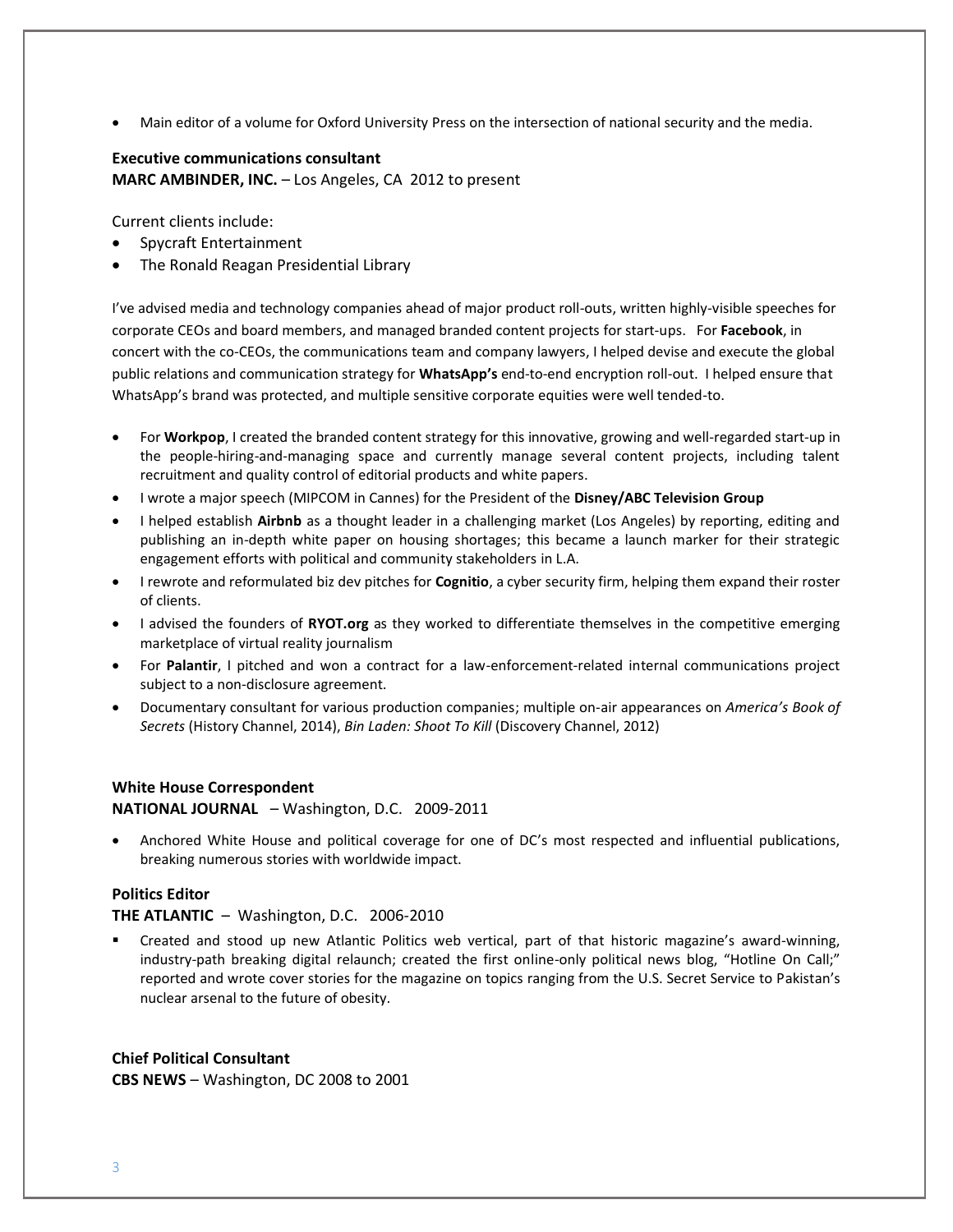- Main editor of a volume for Oxford University Press on the intersection of national security and the media.

**Executive communications consultant**
**MARC AMBINDER, INC.** – Los Angeles, CA 2012 to present

Current clients include:

- Spycraft Entertainment
- The Ronald Reagan Presidential Library

I've advised media and technology companies ahead of major product roll-outs, written highly-visible speeches for corporate CEOs and board members, and managed branded content projects for start-ups. For **Facebook**, in concert with the co-CEOs, the communications team and company lawyers, I helped devise and execute the global public relations and communication strategy for **WhatsApp's** end-to-end encryption roll-out. I helped ensure that WhatsApp's brand was protected, and multiple sensitive corporate equities were well tended-to.

- For **Workpop**, I created the branded content strategy for this innovative, growing and well-regarded start-up in the people-hiring-and-managing space and currently manage several content projects, including talent recruitment and quality control of editorial products and white papers.
- I wrote a major speech (MIPCOM in Cannes) for the President of the **Disney/ABC Television Group**
- I helped establish **Airbnb** as a thought leader in a challenging market (Los Angeles) by reporting, editing and publishing an in-depth white paper on housing shortages; this became a launch marker for their strategic engagement efforts with political and community stakeholders in L.A.
- I rewrote and reformulated biz dev pitches for **Cognitio**, a cyber security firm, helping them expand their roster of clients.
- I advised the founders of **RYOT.org** as they worked to differentiate themselves in the competitive emerging marketplace of virtual reality journalism
- For **Palantir**, I pitched and won a contract for a law-enforcement-related internal communications project subject to a non-disclosure agreement.
- Documentary consultant for various production companies; multiple on-air appearances on *America's Book of Secrets* (History Channel, 2014), *Bin Laden: Shoot To Kill* (Discovery Channel, 2012)

**White House Correspondent**
**NATIONAL JOURNAL** – Washington, D.C. 2009-2011

- Anchored White House and political coverage for one of DC's most respected and influential publications, breaking numerous stories with worldwide impact.

**Politics Editor**
**THE ATLANTIC** – Washington, D.C. 2006-2010

- Created and stood up new Atlantic Politics web vertical, part of that historic magazine's award-winning, industry-path breaking digital relaunch; created the first online-only political news blog, "Hotline On Call;" reported and wrote cover stories for the magazine on topics ranging from the U.S. Secret Service to Pakistan's nuclear arsenal to the future of obesity.

**Chief Political Consultant**
**CBS NEWS** – Washington, DC 2008 to 2001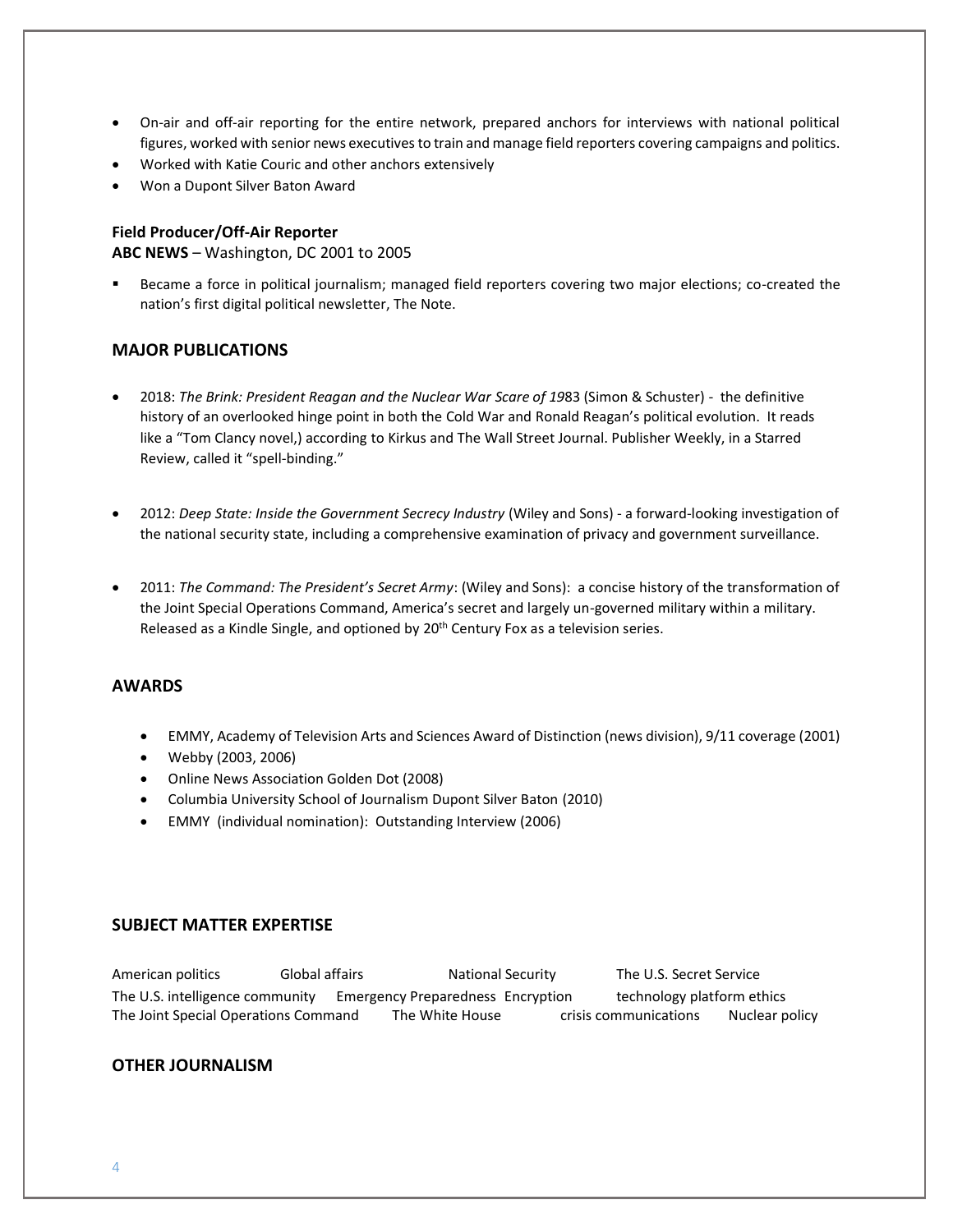- On-air and off-air reporting for the entire network, prepared anchors for interviews with national political figures, worked with senior news executives to train and manage field reporters covering campaigns and politics.
- Worked with Katie Couric and other anchors extensively
- Won a Dupont Silver Baton Award

**Field Producer/Off-Air Reporter**
**ABC NEWS** – Washington, DC 2001 to 2005

- Became a force in political journalism; managed field reporters covering two major elections; co-created the nation's first digital political newsletter, The Note.

## MAJOR PUBLICATIONS

- 2018: *The Brink: President Reagan and the Nuclear War Scare of 19*83 (Simon & Schuster) - the definitive history of an overlooked hinge point in both the Cold War and Ronald Reagan's political evolution. It reads like a "Tom Clancy novel,) according to Kirkus and The Wall Street Journal. Publisher Weekly, in a Starred Review, called it "spell-binding."

- 2012: *Deep State: Inside the Government Secrecy Industry* (Wiley and Sons) - a forward-looking investigation of the national security state, including a comprehensive examination of privacy and government surveillance.

- 2011: *The Command: The President's Secret Army*: (Wiley and Sons): a concise history of the transformation of the Joint Special Operations Command, America's secret and largely un-governed military within a military. Released as a Kindle Single, and optioned by 20th Century Fox as a television series.

## AWARDS

- EMMY, Academy of Television Arts and Sciences Award of Distinction (news division), 9/11 coverage (2001)
- Webby (2003, 2006)
- Online News Association Golden Dot (2008)
- Columbia University School of Journalism Dupont Silver Baton (2010)
- EMMY (individual nomination): Outstanding Interview (2006)

## SUBJECT MATTER EXPERTISE

American politics | Global affairs | National Security | The U.S. Secret Service
The U.S. intelligence community | Emergency Preparedness | Encryption | technology platform ethics
The Joint Special Operations Command | The White House | crisis communications | Nuclear policy

## OTHER JOURNALISM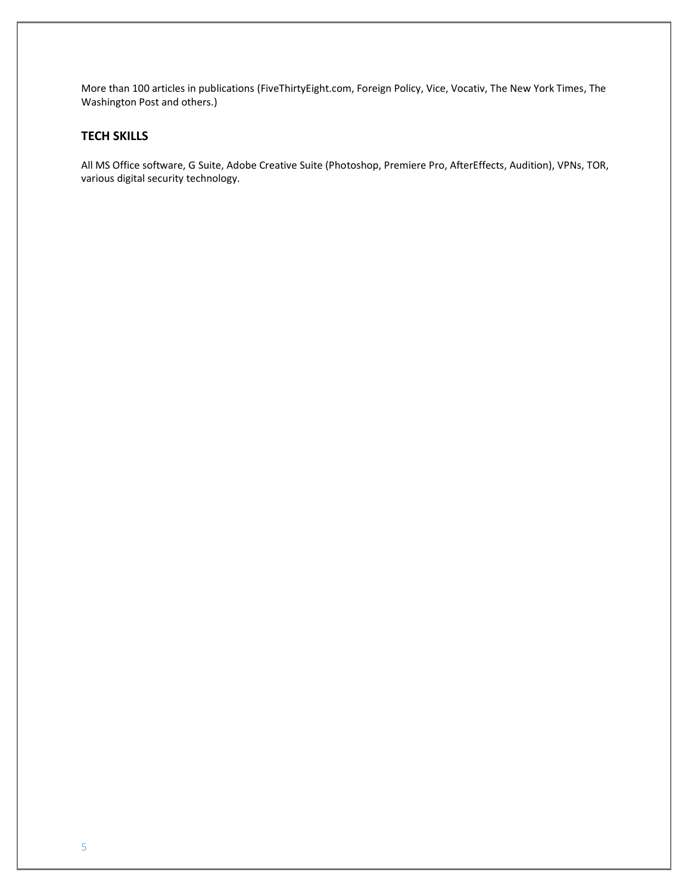More than 100 articles in publications (FiveThirtyEight.com, Foreign Policy, Vice, Vocativ, The New York Times, The Washington Post and others.)

## TECH SKILLS

All MS Office software, G Suite, Adobe Creative Suite (Photoshop, Premiere Pro, AfterEffects, Audition), VPNs, TOR, various digital security technology.